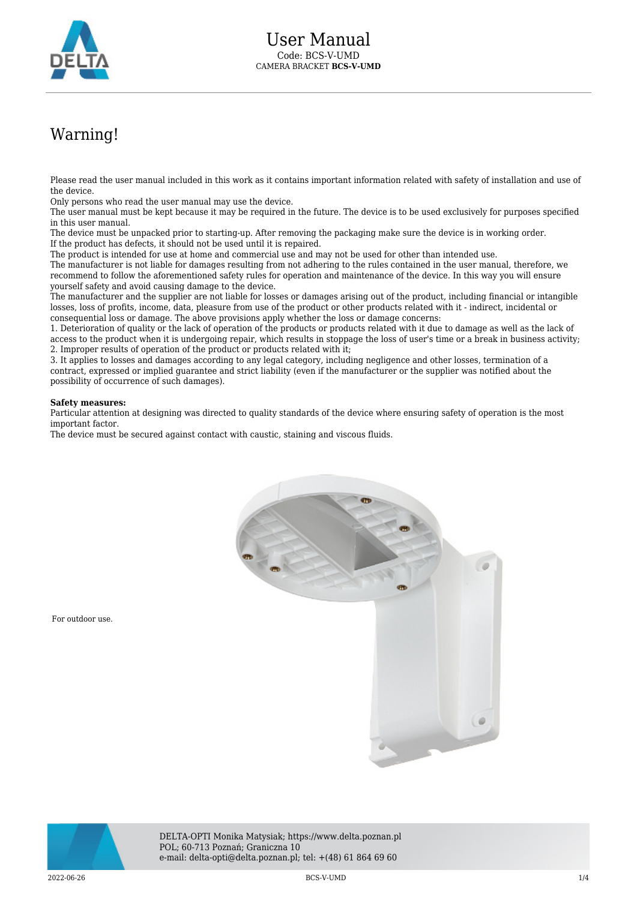# User Manual

Code: BCS-V-UMD

CAMERA BRACKET **BCS-V-UMD**

# Warning!

Please read the user manual included in this work as it contains important information related with safety of installation and use of the device.
Only persons who read the user manual may use the device.
The user manual must be kept because it may be required in the future. The device is to be used exclusively for purposes specified in this user manual.
The device must be unpacked prior to starting-up. After removing the packaging make sure the device is in working order.
If the product has defects, it should not be used until it is repaired.
The product is intended for use at home and commercial use and may not be used for other than intended use.
The manufacturer is not liable for damages resulting from not adhering to the rules contained in the user manual, therefore, we recommend to follow the aforementioned safety rules for operation and maintenance of the device. In this way you will ensure yourself safety and avoid causing damage to the device.
The manufacturer and the supplier are not liable for losses or damages arising out of the product, including financial or intangible losses, loss of profits, income, data, pleasure from use of the product or other products related with it - indirect, incidental or consequential loss or damage. The above provisions apply whether the loss or damage concerns:
1. Deterioration of quality or the lack of operation of the products or products related with it due to damage as well as the lack of access to the product when it is undergoing repair, which results in stoppage the loss of user's time or a break in business activity;
2. Improper results of operation of the product or products related with it;
3. It applies to losses and damages according to any legal category, including negligence and other losses, termination of a contract, expressed or implied guarantee and strict liability (even if the manufacturer or the supplier was notified about the possibility of occurrence of such damages).

**Safety measures:**
Particular attention at designing was directed to quality standards of the device where ensuring safety of operation is the most important factor.
The device must be secured against contact with caustic, staining and viscous fluids.

For outdoor use.

DELTA-OPTI Monika Matysiak; https://www.delta.poznan.pl
POL; 60-713 Poznań; Graniczna 10
e-mail: delta-opti@delta.poznan.pl; tel: +(48) 61 864 69 60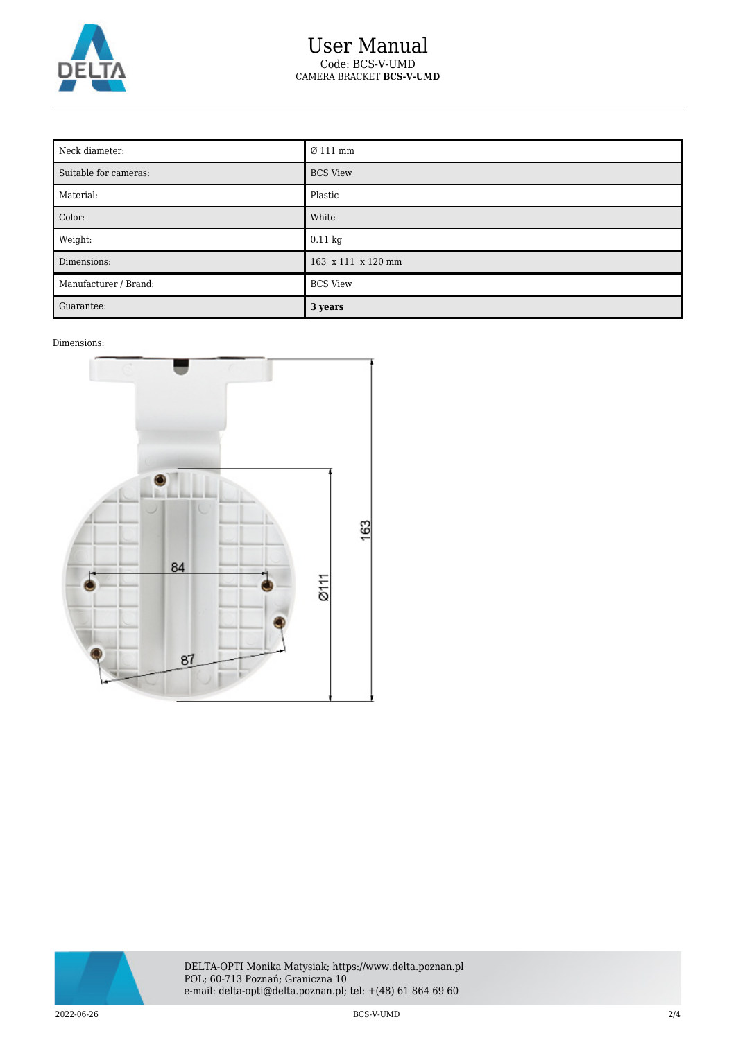| Neck diameter: | Ø 111 mm |
| --- | --- |
| Suitable for cameras: | BCS View |
| Material: | Plastic |
| Color: | White |
| Weight: | 0.11 kg |
| Dimensions: | 163 x 111 x 120 mm |
| Manufacturer / Brand: | BCS View |
| Guarantee: | **3 years** |

Dimensions: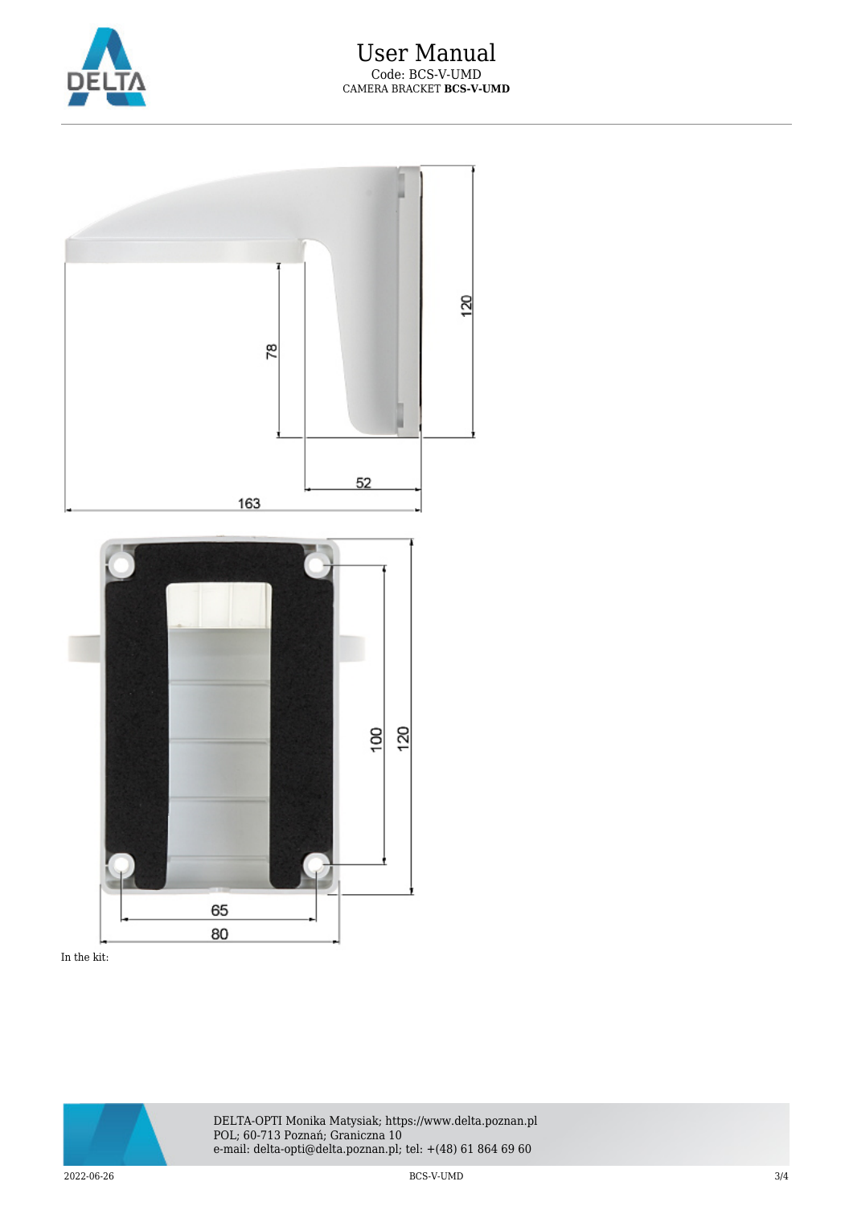In the kit: